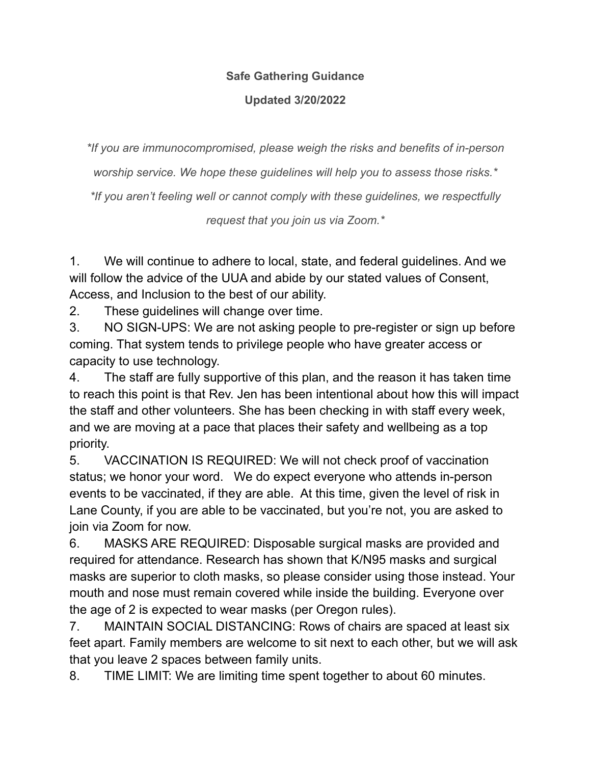**Safe Gathering Guidance**

**Updated 3/20/2022**

*\*If you are immunocompromised, please weigh the risks and benefits of in-person worship service. We hope these guidelines will help you to assess those risks.\**

*\*If you aren't feeling well or cannot comply with these guidelines, we respectfully request that you join us via Zoom.\**

1. We will continue to adhere to local, state, and federal guidelines. And we will follow the advice of the UUA and abide by our stated values of Consent, Access, and Inclusion to the best of our ability.
2. These guidelines will change over time.
3. NO SIGN-UPS: We are not asking people to pre-register or sign up before coming. That system tends to privilege people who have greater access or capacity to use technology.
4. The staff are fully supportive of this plan, and the reason it has taken time to reach this point is that Rev. Jen has been intentional about how this will impact the staff and other volunteers. She has been checking in with staff every week, and we are moving at a pace that places their safety and wellbeing as a top priority.
5. VACCINATION IS REQUIRED: We will not check proof of vaccination status; we honor your word. We do expect everyone who attends in-person events to be vaccinated, if they are able. At this time, given the level of risk in Lane County, if you are able to be vaccinated, but you're not, you are asked to join via Zoom for now.
6. MASKS ARE REQUIRED: Disposable surgical masks are provided and required for attendance. Research has shown that K/N95 masks and surgical masks are superior to cloth masks, so please consider using those instead. Your mouth and nose must remain covered while inside the building. Everyone over the age of 2 is expected to wear masks (per Oregon rules).
7. MAINTAIN SOCIAL DISTANCING: Rows of chairs are spaced at least six feet apart. Family members are welcome to sit next to each other, but we will ask that you leave 2 spaces between family units.
8. TIME LIMIT: We are limiting time spent together to about 60 minutes.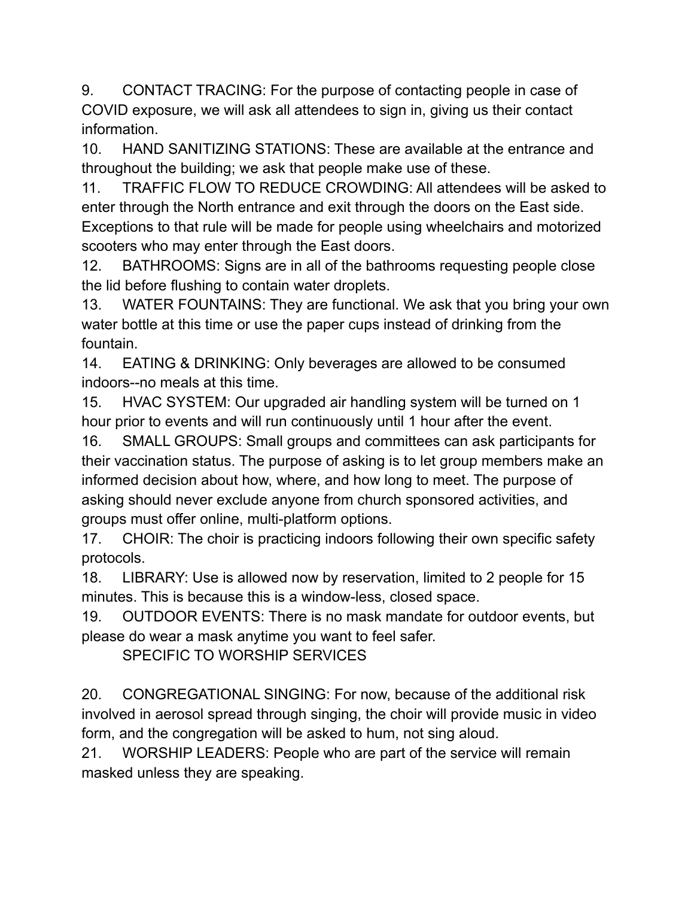9. CONTACT TRACING: For the purpose of contacting people in case of COVID exposure, we will ask all attendees to sign in, giving us their contact information.
10. HAND SANITIZING STATIONS: These are available at the entrance and throughout the building; we ask that people make use of these.
11. TRAFFIC FLOW TO REDUCE CROWDING: All attendees will be asked to enter through the North entrance and exit through the doors on the East side. Exceptions to that rule will be made for people using wheelchairs and motorized scooters who may enter through the East doors.
12. BATHROOMS: Signs are in all of the bathrooms requesting people close the lid before flushing to contain water droplets.
13. WATER FOUNTAINS: They are functional. We ask that you bring your own water bottle at this time or use the paper cups instead of drinking from the fountain.
14. EATING & DRINKING: Only beverages are allowed to be consumed indoors--no meals at this time.
15. HVAC SYSTEM: Our upgraded air handling system will be turned on 1 hour prior to events and will run continuously until 1 hour after the event.
16. SMALL GROUPS: Small groups and committees can ask participants for their vaccination status. The purpose of asking is to let group members make an informed decision about how, where, and how long to meet. The purpose of asking should never exclude anyone from church sponsored activities, and groups must offer online, multi-platform options.
17. CHOIR: The choir is practicing indoors following their own specific safety protocols.
18. LIBRARY: Use is allowed now by reservation, limited to 2 people for 15 minutes. This is because this is a window-less, closed space.
19. OUTDOOR EVENTS: There is no mask mandate for outdoor events, but please do wear a mask anytime you want to feel safer.

SPECIFIC TO WORSHIP SERVICES

20. CONGREGATIONAL SINGING: For now, because of the additional risk involved in aerosol spread through singing, the choir will provide music in video form, and the congregation will be asked to hum, not sing aloud.
21. WORSHIP LEADERS: People who are part of the service will remain masked unless they are speaking.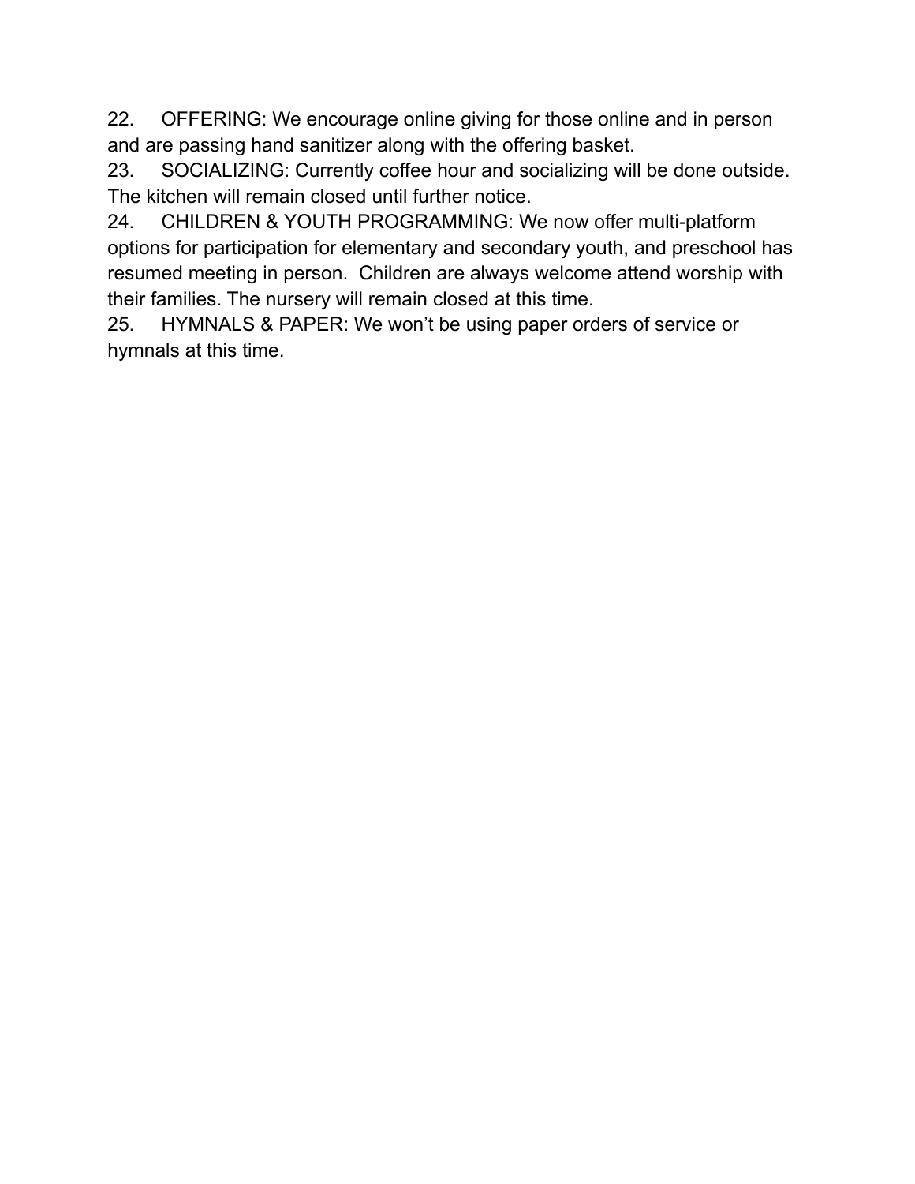22. OFFERING: We encourage online giving for those online and in person and are passing hand sanitizer along with the offering basket.
23. SOCIALIZING: Currently coffee hour and socializing will be done outside. The kitchen will remain closed until further notice.
24. CHILDREN & YOUTH PROGRAMMING: We now offer multi-platform options for participation for elementary and secondary youth, and preschool has resumed meeting in person. Children are always welcome attend worship with their families. The nursery will remain closed at this time.
25. HYMNALS & PAPER: We won't be using paper orders of service or hymnals at this time.